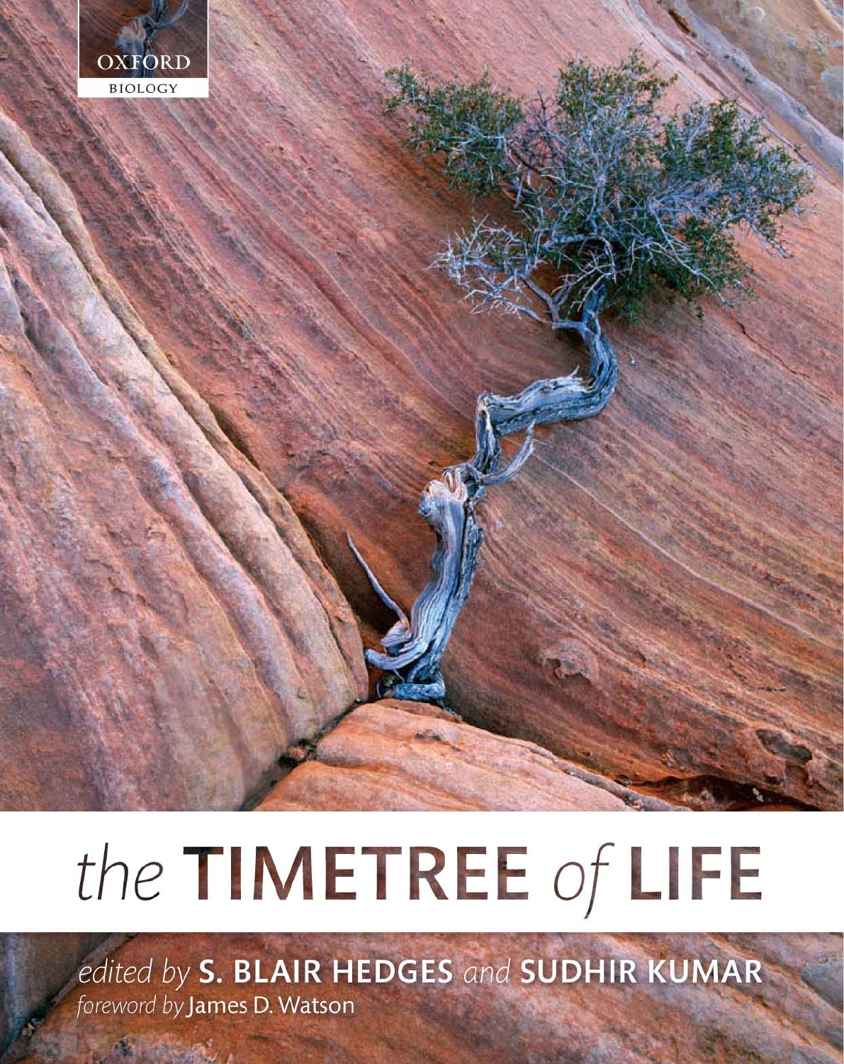OXFORD

BIOLOGY

# the TIMETREE of LIFE

*edited by* **S. BLAIR HEDGES** *and* **SUDHIR KUMAR**

*foreword by* James D. Watson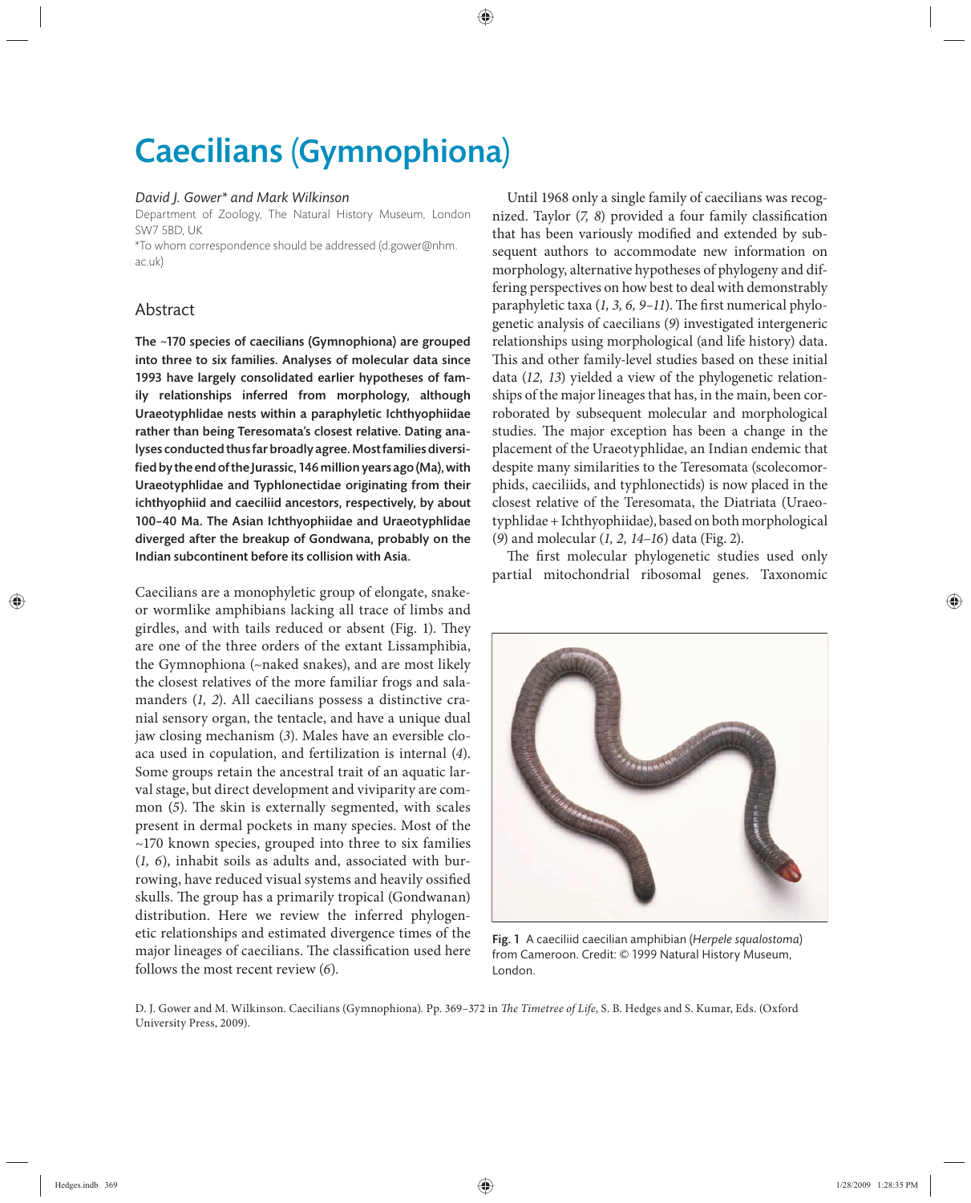# Caecilians (Gymnophiona)

*David J. Gower\* and Mark Wilkinson*

Department of Zoology, The Natural History Museum, London SW7 5BD, UK

\*To whom correspondence should be addressed (d.gower@nhm.ac.uk)

## Abstract

**The ~170 species of caecilians (Gymnophiona) are grouped into three to six families. Analyses of molecular data since 1993 have largely consolidated earlier hypotheses of family relationships inferred from morphology, although Uraeotyphlidae nests within a paraphyletic Ichthyophiidae rather than being Teresomata's closest relative. Dating analyses conducted thus far broadly agree. Most families diversified by the end of the Jurassic, 146 million years ago (Ma), with Uraeotyphlidae and Typhlonectidae originating from their ichthyophiid and caeciliid ancestors, respectively, by about 100–40 Ma. The Asian Ichthyophiidae and Uraeotyphlidae diverged after the breakup of Gondwana, probably on the Indian subcontinent before its collision with Asia.**

Caecilians are a monophyletic group of elongate, snake- or wormlike amphibians lacking all trace of limbs and girdles, and with tails reduced or absent (Fig. 1). They are one of the three orders of the extant Lissamphibia, the Gymnophiona (~naked snakes), and are most likely the closest relatives of the more familiar frogs and salamanders (*1, 2*). All caecilians possess a distinctive cranial sensory organ, the tentacle, and have a unique dual jaw closing mechanism (*3*). Males have an eversible cloaca used in copulation, and fertilization is internal (*4*). Some groups retain the ancestral trait of an aquatic larval stage, but direct development and viviparity are common (*5*). The skin is externally segmented, with scales present in dermal pockets in many species. Most of the ~170 known species, grouped into three to six families (*1, 6*), inhabit soils as adults and, associated with burrowing, have reduced visual systems and heavily ossified skulls. The group has a primarily tropical (Gondwanan) distribution. Here we review the inferred phylogenetic relationships and estimated divergence times of the major lineages of caecilians. The classification used here follows the most recent review (*6*).

Until 1968 only a single family of caecilians was recognized. Taylor (*7, 8*) provided a four family classification that has been variously modified and extended by subsequent authors to accommodate new information on morphology, alternative hypotheses of phylogeny and differing perspectives on how best to deal with demonstrably paraphyletic taxa (*1, 3, 6, 9–11*). The first numerical phylogenetic analysis of caecilians (*9*) investigated intergeneric relationships using morphological (and life history) data. This and other family-level studies based on these initial data (*12, 13*) yielded a view of the phylogenetic relationships of the major lineages that has, in the main, been corroborated by subsequent molecular and morphological studies. The major exception has been a change in the placement of the Uraeotyphlidae, an Indian endemic that despite many similarities to the Teresomata (scolecomorphids, caeciliids, and typhlonectids) is now placed in the closest relative of the Teresomata, the Diatriata (Uraeotyphlidae + Ichthyophiidae), based on both morphological (*9*) and molecular (*1, 2, 14–16*) data (Fig. 2).

The first molecular phylogenetic studies used only partial mitochondrial ribosomal genes. Taxonomic

Fig. 1 A caeciliid caecilian amphibian (*Herpele squalostoma*) from Cameroon. Credit: © 1999 Natural History Museum, London.

D. J. Gower and M. Wilkinson. Caecilians (Gymnophiona). Pp. 369–372 in *The Timetree of Life*, S. B. Hedges and S. Kumar, Eds. (Oxford University Press, 2009).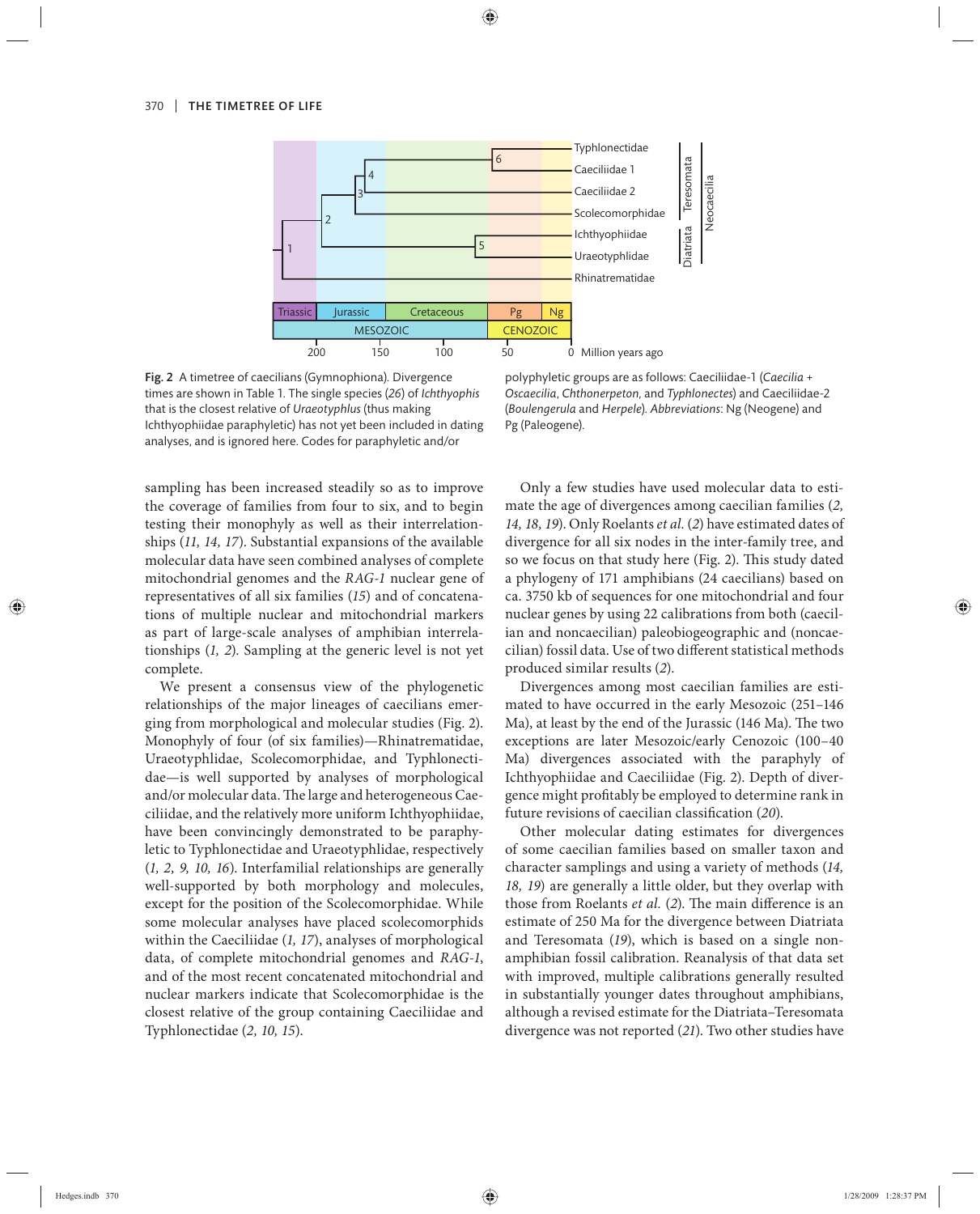**Fig. 2** A timetree of caecilians (Gymnophiona). Divergence times are shown in Table 1. The single species (*26*) of *Ichthyophis* that is the closest relative of *Uraeotyphlus* (thus making Ichthyophiidae paraphyletic) has not yet been included in dating analyses, and is ignored here. Codes for paraphyletic and/or polyphyletic groups are as follows: Caeciliidae-1 (*Caecilia* + *Oscaecilia*, *Chthonerpeton*, and *Typhlonectes*) and Caeciliidae-2 (*Boulengerula* and *Herpele*). *Abbreviations*: Ng (Neogene) and Pg (Paleogene).

sampling has been increased steadily so as to improve the coverage of families from four to six, and to begin testing their monophyly as well as their interrelationships (*11, 14, 17*). Substantial expansions of the available molecular data have seen combined analyses of complete mitochondrial genomes and the *RAG-1* nuclear gene of representatives of all six families (*15*) and of concatenations of multiple nuclear and mitochondrial markers as part of large-scale analyses of amphibian interrelationships (*1, 2*). Sampling at the generic level is not yet complete.

We present a consensus view of the phylogenetic relationships of the major lineages of caecilians emerging from morphological and molecular studies (Fig. 2). Monophyly of four (of six families)—Rhinatrematidae, Uraeotyphlidae, Scolecomorphidae, and Typhlonectidae—is well supported by analyses of morphological and/or molecular data. The large and heterogeneous Caeciliidae, and the relatively more uniform Ichthyophiidae, have been convincingly demonstrated to be paraphyletic to Typhlonectidae and Uraeotyphlidae, respectively (*1, 2, 9, 10, 16*). Interfamilial relationships are generally well-supported by both morphology and molecules, except for the position of the Scolecomorphidae. While some molecular analyses have placed scolecomorphids within the Caeciliidae (*1, 17*), analyses of morphological data, of complete mitochondrial genomes and *RAG-1*, and of the most recent concatenated mitochondrial and nuclear markers indicate that Scolecomorphidae is the closest relative of the group containing Caeciliidae and Typhlonectidae (*2, 10, 15*).

Only a few studies have used molecular data to estimate the age of divergences among caecilian families (*2, 14, 18, 19*). Only Roelants *et al.* (*2*) have estimated dates of divergence for all six nodes in the inter-family tree, and so we focus on that study here (Fig. 2). This study dated a phylogeny of 171 amphibians (24 caecilians) based on ca. 3750 kb of sequences for one mitochondrial and four nuclear genes by using 22 calibrations from both (caecilian and noncaecilian) paleobiogeographic and (noncaecilian) fossil data. Use of two different statistical methods produced similar results (*2*).

Divergences among most caecilian families are estimated to have occurred in the early Mesozoic (251–146 Ma), at least by the end of the Jurassic (146 Ma). The two exceptions are later Mesozoic/early Cenozoic (100–40 Ma) divergences associated with the paraphyly of Ichthyophiidae and Caeciliidae (Fig. 2). Depth of divergence might profitably be employed to determine rank in future revisions of caecilian classification (*20*).

Other molecular dating estimates for divergences of some caecilian families based on smaller taxon and character samplings and using a variety of methods (*14, 18, 19*) are generally a little older, but they overlap with those from Roelants *et al.* (*2*). The main difference is an estimate of 250 Ma for the divergence between Diatriata and Teresomata (*19*), which is based on a single non-amphibian fossil calibration. Reanalysis of that data set with improved, multiple calibrations generally resulted in substantially younger dates throughout amphibians, although a revised estimate for the Diatriata–Teresomata divergence was not reported (*21*). Two other studies have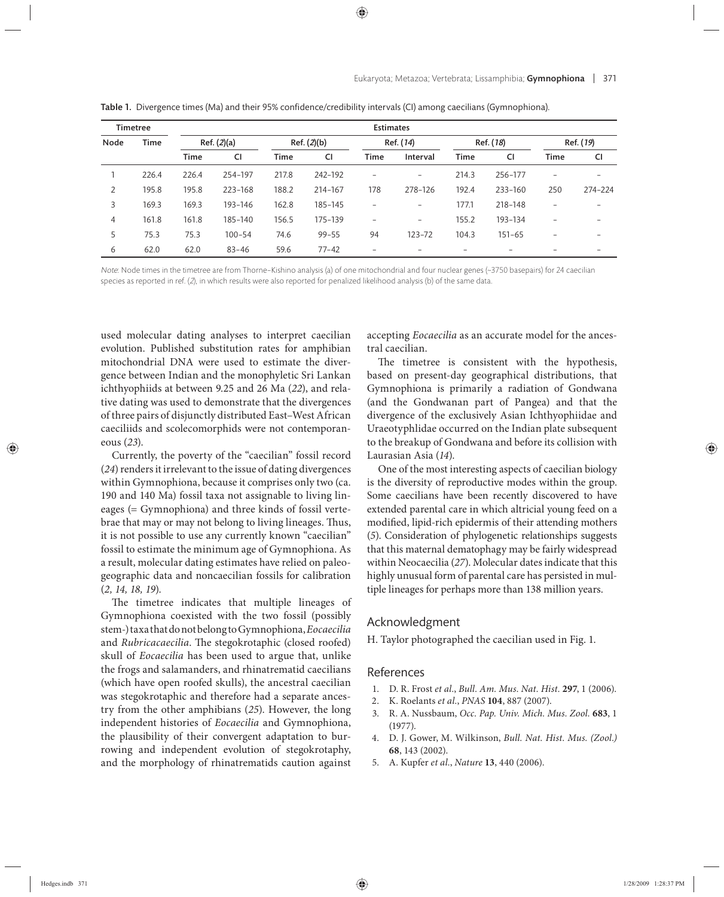Table 1. Divergence times (Ma) and their 95% confidence/credibility intervals (CI) among caecilians (Gymnophiona).

| Timetree | | Estimates | | | | | | | | | |
|---|---|---|---|---|---|---|---|---|---|---|---|
| Node | Time | Ref. (2)(a) | | Ref. (2)(b) | | Ref. (14) | | Ref. (18) | | Ref. (19) | |
| | | Time | CI | Time | CI | Time | Interval | Time | CI | Time | CI |
| 1 | 226.4 | 226.4 | 254–197 | 217.8 | 242–192 | – | – | 214.3 | 256–177 | – | – |
| 2 | 195.8 | 195.8 | 223–168 | 188.2 | 214–167 | 178 | 278–126 | 192.4 | 233–160 | 250 | 274–224 |
| 3 | 169.3 | 169.3 | 193–146 | 162.8 | 185–145 | – | – | 177.1 | 218–148 | – | – |
| 4 | 161.8 | 161.8 | 185–140 | 156.5 | 175–139 | – | – | 155.2 | 193–134 | – | – |
| 5 | 75.3 | 75.3 | 100–54 | 74.6 | 99–55 | 94 | 123–72 | 104.3 | 151–65 | – | – |
| 6 | 62.0 | 62.0 | 83–46 | 59.6 | 77–42 | – | – | – | – | – | – |

*Note*: Node times in the timetree are from Thorne–Kishino analysis (a) of one mitochondrial and four nuclear genes (~3750 basepairs) for 24 caecilian species as reported in ref. (*2*), in which results were also reported for penalized likelihood analysis (b) of the same data.

used molecular dating analyses to interpret caecilian evolution. Published substitution rates for amphibian mitochondrial DNA were used to estimate the divergence between Indian and the monophyletic Sri Lankan ichthyophiids at between 9.25 and 26 Ma (*22*), and relative dating was used to demonstrate that the divergences of three pairs of disjunctly distributed East–West African caeciliids and scolecomorphids were not contemporaneous (*23*).

Currently, the poverty of the "caecilian" fossil record (*24*) renders it irrelevant to the issue of dating divergences within Gymnophiona, because it comprises only two (ca. 190 and 140 Ma) fossil taxa not assignable to living lineages (= Gymnophiona) and three kinds of fossil vertebrae that may or may not belong to living lineages. Thus, it is not possible to use any currently known "caecilian" fossil to estimate the minimum age of Gymnophiona. As a result, molecular dating estimates have relied on paleogeographic data and noncaecilian fossils for calibration (*2, 14, 18, 19*).

The timetree indicates that multiple lineages of Gymnophiona coexisted with the two fossil (possibly stem-) taxa that do not belong to Gymnophiona, *Eocaecilia* and *Rubricacaecilia*. The stegokrotaphic (closed roofed) skull of *Eocaecilia* has been used to argue that, unlike the frogs and salamanders, and rhinatrematid caecilians (which have open roofed skulls), the ancestral caecilian was stegokrotaphic and therefore had a separate ancestry from the other amphibians (*25*). However, the long independent histories of *Eocaecilia* and Gymnophiona, the plausibility of their convergent adaptation to burrowing and independent evolution of stegokrotaphy, and the morphology of rhinatrematids caution against accepting *Eocaecilia* as an accurate model for the ancestral caecilian.

The timetree is consistent with the hypothesis, based on present-day geographical distributions, that Gymnophiona is primarily a radiation of Gondwana (and the Gondwanan part of Pangea) and that the divergence of the exclusively Asian Ichthyophiidae and Uraeotyphlidae occurred on the Indian plate subsequent to the breakup of Gondwana and before its collision with Laurasian Asia (*14*).

One of the most interesting aspects of caecilian biology is the diversity of reproductive modes within the group. Some caecilians have been recently discovered to have extended parental care in which altricial young feed on a modified, lipid-rich epidermis of their attending mothers (*5*). Consideration of phylogenetic relationships suggests that this maternal dematophagy may be fairly widespread within Neocaecilia (*27*). Molecular dates indicate that this highly unusual form of parental care has persisted in multiple lineages for perhaps more than 138 million years.

## Acknowledgment

H. Taylor photographed the caecilian used in Fig. 1.

## References

1. D. R. Frost *et al.*, *Bull. Am. Mus. Nat. Hist.* **297**, 1 (2006).
2. K. Roelants *et al.*, *PNAS* **104**, 887 (2007).
3. R. A. Nussbaum, *Occ. Pap. Univ. Mich. Mus. Zool.* **683**, 1 (1977).
4. D. J. Gower, M. Wilkinson, *Bull. Nat. Hist. Mus. (Zool.)* **68**, 143 (2002).
5. A. Kupfer *et al.*, *Nature* **13**, 440 (2006).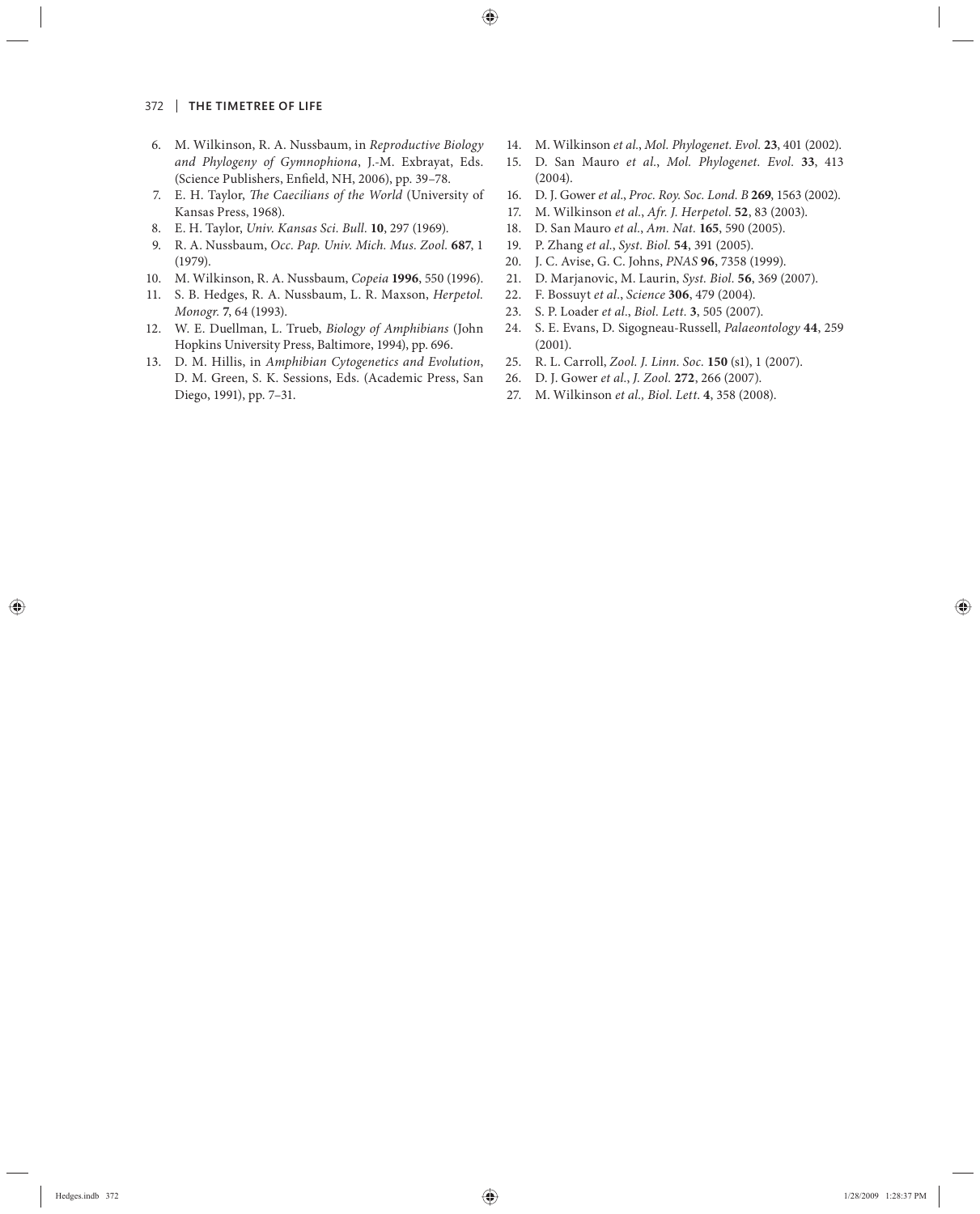6. M. Wilkinson, R. A. Nussbaum, in *Reproductive Biology and Phylogeny of Gymnophiona*, J.-M. Exbrayat, Eds. (Science Publishers, Enfield, NH, 2006), pp. 39–78.
7. E. H. Taylor, *The Caecilians of the World* (University of Kansas Press, 1968).
8. E. H. Taylor, *Univ. Kansas Sci. Bull.* **10**, 297 (1969).
9. R. A. Nussbaum, *Occ. Pap. Univ. Mich. Mus. Zool.* **687**, 1 (1979).
10. M. Wilkinson, R. A. Nussbaum, *Copeia* **1996**, 550 (1996).
11. S. B. Hedges, R. A. Nussbaum, L. R. Maxson, *Herpetol. Monogr.* **7**, 64 (1993).
12. W. E. Duellman, L. Trueb, *Biology of Amphibians* (John Hopkins University Press, Baltimore, 1994), pp. 696.
13. D. M. Hillis, in *Amphibian Cytogenetics and Evolution*, D. M. Green, S. K. Sessions, Eds. (Academic Press, San Diego, 1991), pp. 7–31.
14. M. Wilkinson *et al.*, *Mol. Phylogenet. Evol.* **23**, 401 (2002).
15. D. San Mauro *et al.*, *Mol. Phylogenet. Evol.* **33**, 413 (2004).
16. D. J. Gower *et al.*, *Proc. Roy. Soc. Lond. B* **269**, 1563 (2002).
17. M. Wilkinson *et al.*, *Afr. J. Herpetol.* **52**, 83 (2003).
18. D. San Mauro *et al.*, *Am. Nat.* **165**, 590 (2005).
19. P. Zhang *et al.*, *Syst. Biol.* **54**, 391 (2005).
20. J. C. Avise, G. C. Johns, *PNAS* **96**, 7358 (1999).
21. D. Marjanovic, M. Laurin, *Syst. Biol.* **56**, 369 (2007).
22. F. Bossuyt *et al.*, *Science* **306**, 479 (2004).
23. S. P. Loader *et al.*, *Biol. Lett.* **3**, 505 (2007).
24. S. E. Evans, D. Sigogneau-Russell, *Palaeontology* **44**, 259 (2001).
25. R. L. Carroll, *Zool. J. Linn. Soc.* **150** (s1), 1 (2007).
26. D. J. Gower *et al.*, *J. Zool.* **272**, 266 (2007).
27. M. Wilkinson *et al., Biol. Lett.* **4**, 358 (2008).